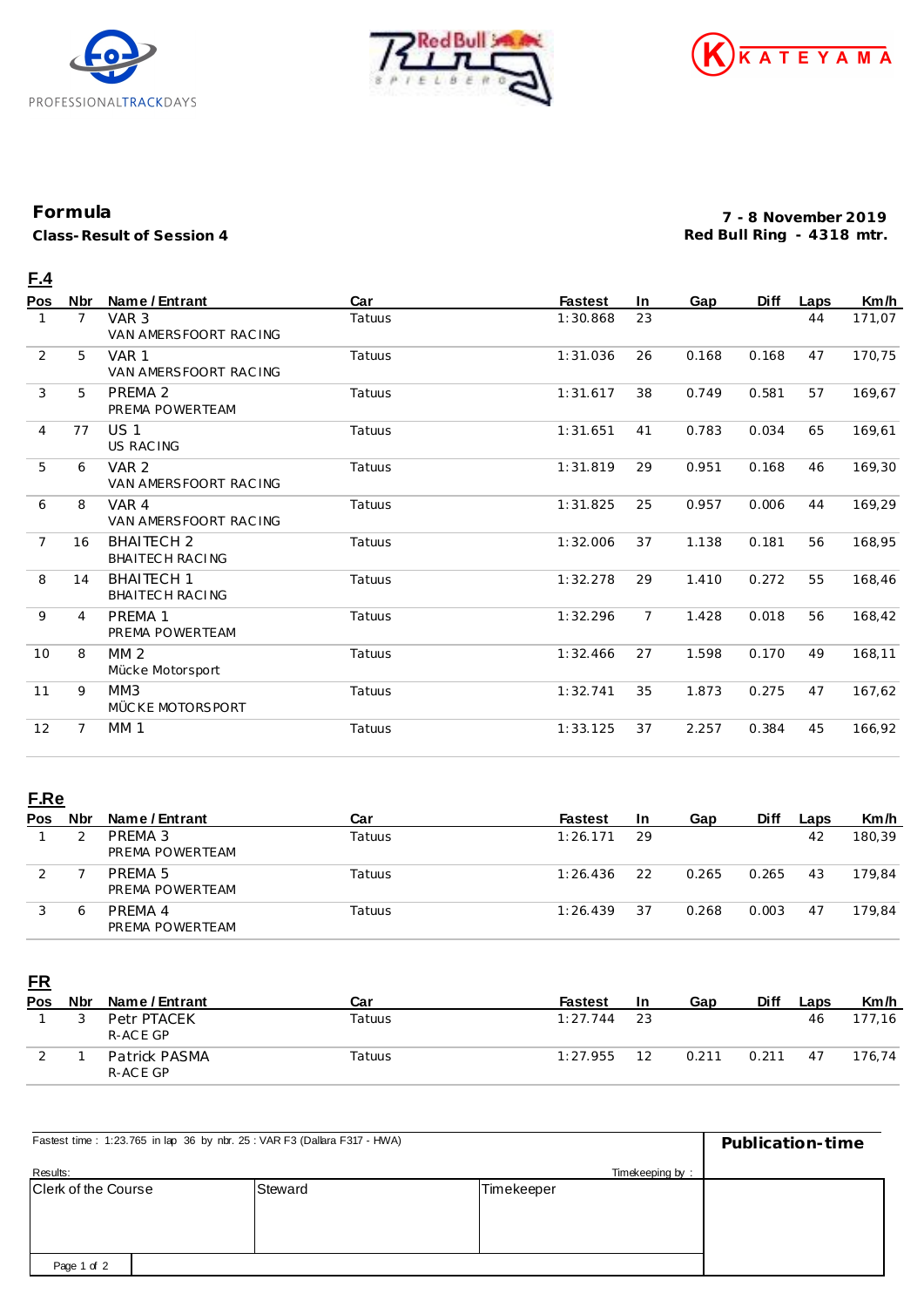PROFESSIONALTRACKDAYS

KATEYAMA

# Formula

**Class-Result of Session 4**

**7 - 8 November 2019**
**Red Bull Ring - 4318 mtr.**

## F.4

| Pos | Nbr | Name / Entrant | Car | Fastest | In | Gap | Diff | Laps | Km/h |
|---|---|---|---|---|---|---|---|---|---|
| 1 | 7 | VAR 3<br>VAN AMERSFOORT RACING | Tatuus | 1:30.868 | 23 | | | 44 | 171,07 |
| 2 | 5 | VAR 1<br>VAN AMERSFOORT RACING | Tatuus | 1:31.036 | 26 | 0.168 | 0.168 | 47 | 170,75 |
| 3 | 5 | PREMA 2<br>PREMA POWERTEAM | Tatuus | 1:31.617 | 38 | 0.749 | 0.581 | 57 | 169,67 |
| 4 | 77 | US 1<br>US RACING | Tatuus | 1:31.651 | 41 | 0.783 | 0.034 | 65 | 169,61 |
| 5 | 6 | VAR 2<br>VAN AMERSFOORT RACING | Tatuus | 1:31.819 | 29 | 0.951 | 0.168 | 46 | 169,30 |
| 6 | 8 | VAR 4<br>VAN AMERSFOORT RACING | Tatuus | 1:31.825 | 25 | 0.957 | 0.006 | 44 | 169,29 |
| 7 | 16 | BHAITECH 2<br>BHAITECH RACING | Tatuus | 1:32.006 | 37 | 1.138 | 0.181 | 56 | 168,95 |
| 8 | 14 | BHAITECH 1<br>BHAITECH RACING | Tatuus | 1:32.278 | 29 | 1.410 | 0.272 | 55 | 168,46 |
| 9 | 4 | PREMA 1<br>PREMA POWERTEAM | Tatuus | 1:32.296 | 7 | 1.428 | 0.018 | 56 | 168,42 |
| 10 | 8 | MM 2<br>Mücke Motorsport | Tatuus | 1:32.466 | 27 | 1.598 | 0.170 | 49 | 168,11 |
| 11 | 9 | MM3<br>MÜCKE MOTORSPORT | Tatuus | 1:32.741 | 35 | 1.873 | 0.275 | 47 | 167,62 |
| 12 | 7 | MM 1 | Tatuus | 1:33.125 | 37 | 2.257 | 0.384 | 45 | 166,92 |

## F.Re

| Pos | Nbr | Name / Entrant | Car | Fastest | In | Gap | Diff | Laps | Km/h |
|---|---|---|---|---|---|---|---|---|---|
| 1 | 2 | PREMA 3<br>PREMA POWERTEAM | Tatuus | 1:26.171 | 29 | | | 42 | 180,39 |
| 2 | 7 | PREMA 5<br>PREMA POWERTEAM | Tatuus | 1:26.436 | 22 | 0.265 | 0.265 | 43 | 179,84 |
| 3 | 6 | PREMA 4<br>PREMA POWERTEAM | Tatuus | 1:26.439 | 37 | 0.268 | 0.003 | 47 | 179,84 |

## FR

| Pos | Nbr | Name / Entrant | Car | Fastest | In | Gap | Diff | Laps | Km/h |
|---|---|---|---|---|---|---|---|---|---|
| 1 | 3 | Petr PTACEK<br>R-ACE GP | Tatuus | 1:27.744 | 23 | | | 46 | 177,16 |
| 2 | 1 | Patrick PASMA<br>R-ACE GP | Tatuus | 1:27.955 | 12 | 0.211 | 0.211 | 47 | 176,74 |

Fastest time : 1:23.765 in lap 36 by nbr. 25 : VAR F3 (Dallara F317 - HWA)

**Publication-time**

Results: Timekeeping by :

| Clerk of the Course | Steward | Timekeeper |
|---|---|---|
| | | |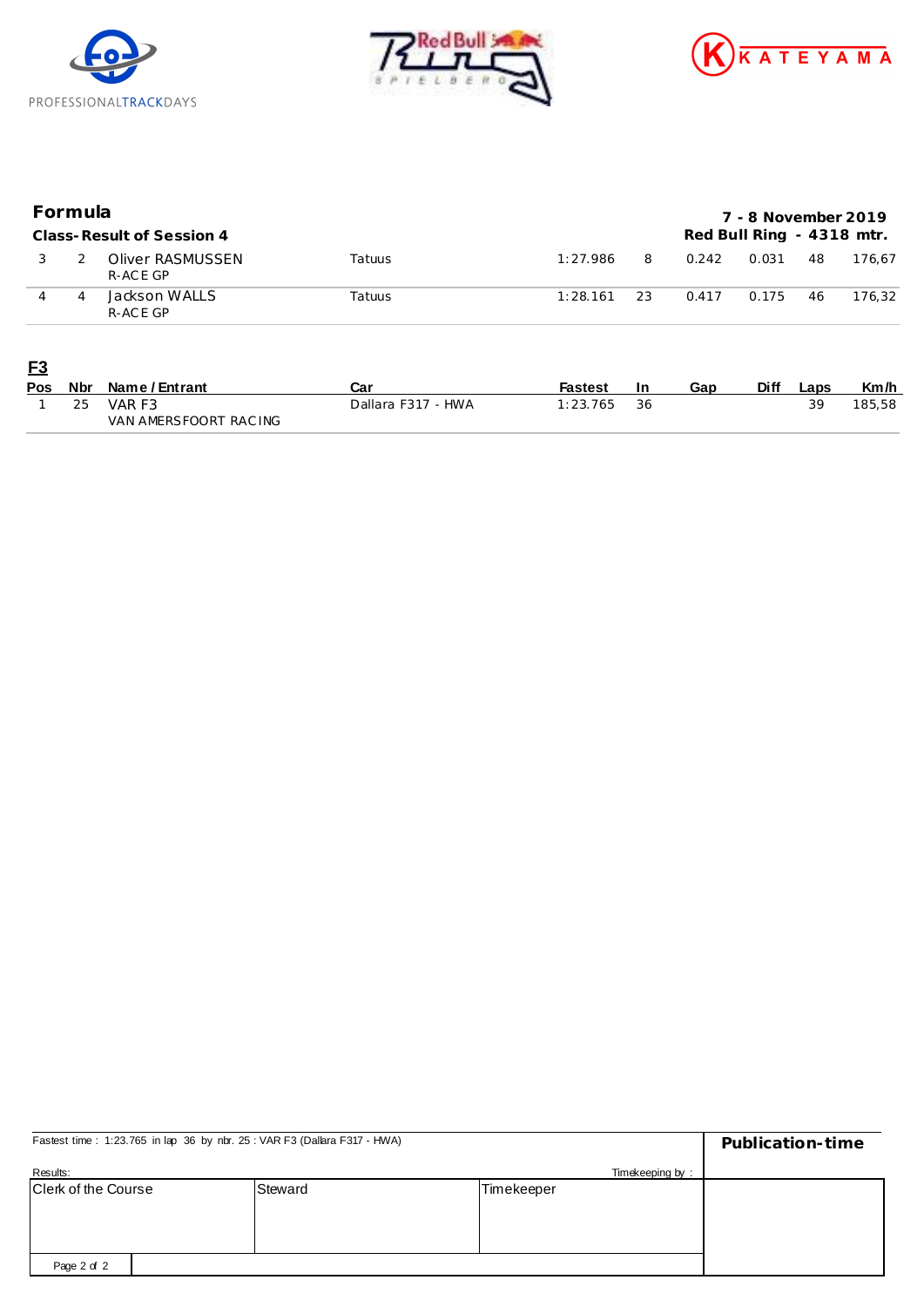**Formula**

**Class-Result of Session 4**

**7 - 8 November 2019**

**Red Bull Ring - 4318 mtr.**

| Pos | Nbr | Name / Entrant | Car | Fastest | In | Gap | Diff | Laps | Km/h |
|---|---|---|---|---|---|---|---|---|---|
| 3 | 2 | Oliver RASMUSSEN<br>R-ACE GP | Tatuus | 1:27.986 | 8 | 0.242 | 0.031 | 48 | 176,67 |
| 4 | 4 | Jackson WALLS<br>R-ACE GP | Tatuus | 1:28.161 | 23 | 0.417 | 0.175 | 46 | 176,32 |

**F3**

| Pos | Nbr | Name / Entrant | Car | Fastest | In | Gap | Diff | Laps | Km/h |
|---|---|---|---|---|---|---|---|---|---|
| 1 | 25 | VAR F3<br>VAN AMERSFOORT RACING | Dallara F317 - HWA | 1:23.765 | 36 | | | 39 | 185,58 |

Fastest time : 1:23.765 in lap 36 by nbr. 25 : VAR F3 (Dallara F317 - HWA)

**Publication-time**

Results:

Timekeeping by :

| Clerk of the Course | Steward | Timekeeper |
|---|---|---|
| | | |